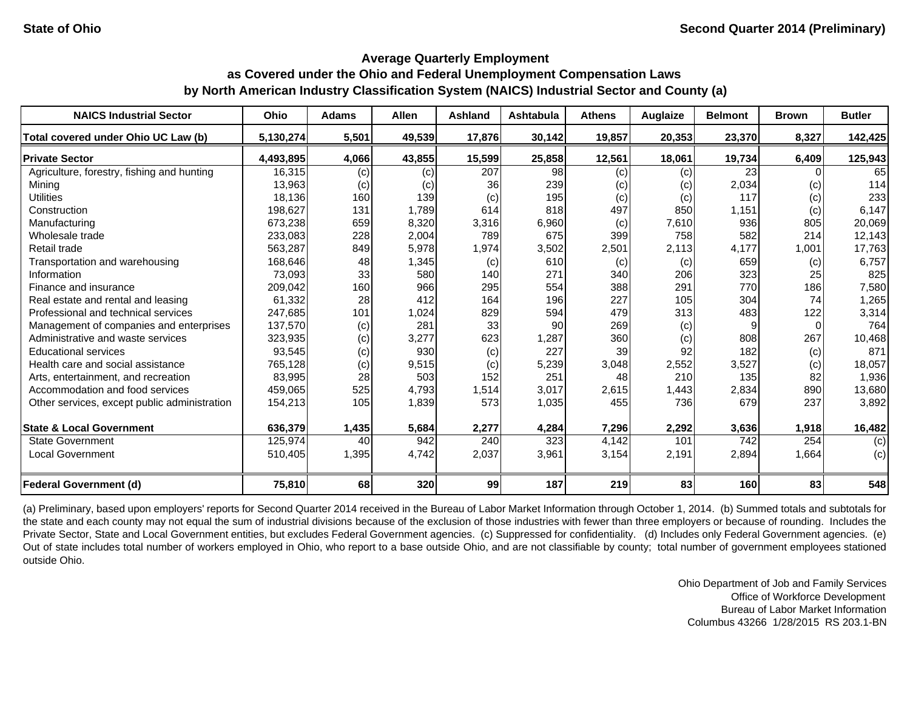State of Ohio

Second Quarter 2014 (Preliminary)

## Average Quarterly Employment as Covered under the Ohio and Federal Unemployment Compensation Laws by North American Industry Classification System (NAICS) Industrial Sector and County (a)

| NAICS Industrial Sector | Ohio | Adams | Allen | Ashland | Ashtabula | Athens | Auglaize | Belmont | Brown | Butler |
|---|---|---|---|---|---|---|---|---|---|---|
| **Total covered under Ohio UC Law (b)** | **5,130,274** | **5,501** | **49,539** | **17,876** | **30,142** | **19,857** | **20,353** | **23,370** | **8,327** | **142,425** |
| **Private Sector** | **4,493,895** | **4,066** | **43,855** | **15,599** | **25,858** | **12,561** | **18,061** | **19,734** | **6,409** | **125,943** |
| Agriculture, forestry, fishing and hunting | 16,315 | (c) | (c) | 207 | 98 | (c) | (c) | 23 | 0 | 65 |
| Mining | 13,963 | (c) | (c) | 36 | 239 | (c) | (c) | 2,034 | (c) | 114 |
| Utilities | 18,136 | 160 | 139 | (c) | 195 | (c) | (c) | 117 | (c) | 233 |
| Construction | 198,627 | 131 | 1,789 | 614 | 818 | 497 | 850 | 1,151 | (c) | 6,147 |
| Manufacturing | 673,238 | 659 | 8,320 | 3,316 | 6,960 | (c) | 7,610 | 936 | 805 | 20,069 |
| Wholesale trade | 233,083 | 228 | 2,004 | 789 | 675 | 399 | 758 | 582 | 214 | 12,143 |
| Retail trade | 563,287 | 849 | 5,978 | 1,974 | 3,502 | 2,501 | 2,113 | 4,177 | 1,001 | 17,763 |
| Transportation and warehousing | 168,646 | 48 | 1,345 | (c) | 610 | (c) | (c) | 659 | (c) | 6,757 |
| Information | 73,093 | 33 | 580 | 140 | 271 | 340 | 206 | 323 | 25 | 825 |
| Finance and insurance | 209,042 | 160 | 966 | 295 | 554 | 388 | 291 | 770 | 186 | 7,580 |
| Real estate and rental and leasing | 61,332 | 28 | 412 | 164 | 196 | 227 | 105 | 304 | 74 | 1,265 |
| Professional and technical services | 247,685 | 101 | 1,024 | 829 | 594 | 479 | 313 | 483 | 122 | 3,314 |
| Management of companies and enterprises | 137,570 | (c) | 281 | 33 | 90 | 269 | (c) | 9 | 0 | 764 |
| Administrative and waste services | 323,935 | (c) | 3,277 | 623 | 1,287 | 360 | (c) | 808 | 267 | 10,468 |
| Educational services | 93,545 | (c) | 930 | (c) | 227 | 39 | 92 | 182 | (c) | 871 |
| Health care and social assistance | 765,128 | (c) | 9,515 | (c) | 5,239 | 3,048 | 2,552 | 3,527 | (c) | 18,057 |
| Arts, entertainment, and recreation | 83,995 | 28 | 503 | 152 | 251 | 48 | 210 | 135 | 82 | 1,936 |
| Accommodation and food services | 459,065 | 525 | 4,793 | 1,514 | 3,017 | 2,615 | 1,443 | 2,834 | 890 | 13,680 |
| Other services, except public administration | 154,213 | 105 | 1,839 | 573 | 1,035 | 455 | 736 | 679 | 237 | 3,892 |
| **State & Local Government** | **636,379** | **1,435** | **5,684** | **2,277** | **4,284** | **7,296** | **2,292** | **3,636** | **1,918** | **16,482** |
| State Government | 125,974 | 40 | 942 | 240 | 323 | 4,142 | 101 | 742 | 254 | (c) |
| Local Government | 510,405 | 1,395 | 4,742 | 2,037 | 3,961 | 3,154 | 2,191 | 2,894 | 1,664 | (c) |
| **Federal Government (d)** | **75,810** | **68** | **320** | **99** | **187** | **219** | **83** | **160** | **83** | **548** |

(a) Preliminary, based upon employers' reports for Second Quarter 2014 received in the Bureau of Labor Market Information through October 1, 2014. (b) Summed totals and subtotals for the state and each county may not equal the sum of industrial divisions because of the exclusion of those industries with fewer than three employers or because of rounding. Includes the Private Sector, State and Local Government entities, but excludes Federal Government agencies. (c) Suppressed for confidentiality. (d) Includes only Federal Government agencies. (e) Out of state includes total number of workers employed in Ohio, who report to a base outside Ohio, and are not classifiable by county; total number of government employees stationed outside Ohio.

Ohio Department of Job and Family Services
Office of Workforce Development
Bureau of Labor Market Information
Columbus 43266 1/28/2015 RS 203.1-BN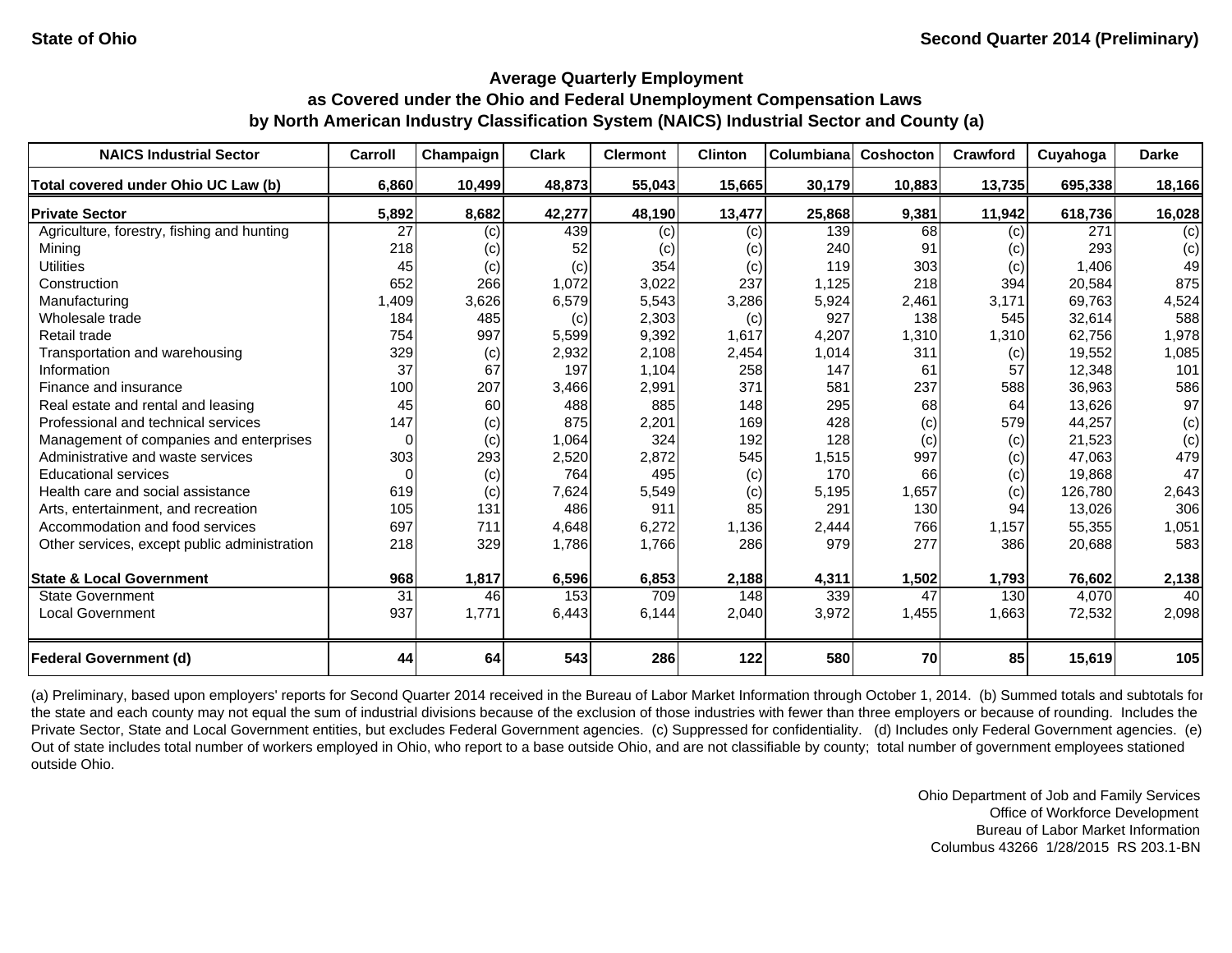State of Ohio

Second Quarter 2014 (Preliminary)

**Average Quarterly Employment as Covered under the Ohio and Federal Unemployment Compensation Laws by North American Industry Classification System (NAICS) Industrial Sector and County (a)**

| NAICS Industrial Sector | Carroll | Champaign | Clark | Clermont | Clinton | Columbiana | Coshocton | Crawford | Cuyahoga | Darke |
|---|---|---|---|---|---|---|---|---|---|---|
| **Total covered under Ohio UC Law (b)** | **6,860** | **10,499** | **48,873** | **55,043** | **15,665** | **30,179** | **10,883** | **13,735** | **695,338** | **18,166** |
| **Private Sector** | **5,892** | **8,682** | **42,277** | **48,190** | **13,477** | **25,868** | **9,381** | **11,942** | **618,736** | **16,028** |
| Agriculture, forestry, fishing and hunting | 27 | (c) | 439 | (c) | (c) | 139 | 68 | (c) | 271 | (c) |
| Mining | 218 | (c) | 52 | (c) | (c) | 240 | 91 | (c) | 293 | (c) |
| Utilities | 45 | (c) | (c) | 354 | (c) | 119 | 303 | (c) | 1,406 | 49 |
| Construction | 652 | 266 | 1,072 | 3,022 | 237 | 1,125 | 218 | 394 | 20,584 | 875 |
| Manufacturing | 1,409 | 3,626 | 6,579 | 5,543 | 3,286 | 5,924 | 2,461 | 3,171 | 69,763 | 4,524 |
| Wholesale trade | 184 | 485 | (c) | 2,303 | (c) | 927 | 138 | 545 | 32,614 | 588 |
| Retail trade | 754 | 997 | 5,599 | 9,392 | 1,617 | 4,207 | 1,310 | 1,310 | 62,756 | 1,978 |
| Transportation and warehousing | 329 | (c) | 2,932 | 2,108 | 2,454 | 1,014 | 311 | (c) | 19,552 | 1,085 |
| Information | 37 | 67 | 197 | 1,104 | 258 | 147 | 61 | 57 | 12,348 | 101 |
| Finance and insurance | 100 | 207 | 3,466 | 2,991 | 371 | 581 | 237 | 588 | 36,963 | 586 |
| Real estate and rental and leasing | 45 | 60 | 488 | 885 | 148 | 295 | 68 | 64 | 13,626 | 97 |
| Professional and technical services | 147 | (c) | 875 | 2,201 | 169 | 428 | (c) | 579 | 44,257 | (c) |
| Management of companies and enterprises | 0 | (c) | 1,064 | 324 | 192 | 128 | (c) | (c) | 21,523 | (c) |
| Administrative and waste services | 303 | 293 | 2,520 | 2,872 | 545 | 1,515 | 997 | (c) | 47,063 | 479 |
| Educational services | 0 | (c) | 764 | 495 | (c) | 170 | 66 | (c) | 19,868 | 47 |
| Health care and social assistance | 619 | (c) | 7,624 | 5,549 | (c) | 5,195 | 1,657 | (c) | 126,780 | 2,643 |
| Arts, entertainment, and recreation | 105 | 131 | 486 | 911 | 85 | 291 | 130 | 94 | 13,026 | 306 |
| Accommodation and food services | 697 | 711 | 4,648 | 6,272 | 1,136 | 2,444 | 766 | 1,157 | 55,355 | 1,051 |
| Other services, except public administration | 218 | 329 | 1,786 | 1,766 | 286 | 979 | 277 | 386 | 20,688 | 583 |
| **State & Local Government** | **968** | **1,817** | **6,596** | **6,853** | **2,188** | **4,311** | **1,502** | **1,793** | **76,602** | **2,138** |
| State Government | 31 | 46 | 153 | 709 | 148 | 339 | 47 | 130 | 4,070 | 40 |
| Local Government | 937 | 1,771 | 6,443 | 6,144 | 2,040 | 3,972 | 1,455 | 1,663 | 72,532 | 2,098 |
| **Federal Government (d)** | **44** | **64** | **543** | **286** | **122** | **580** | **70** | **85** | **15,619** | **105** |

(a) Preliminary, based upon employers' reports for Second Quarter 2014 received in the Bureau of Labor Market Information through October 1, 2014. (b) Summed totals and subtotals for the state and each county may not equal the sum of industrial divisions because of the exclusion of those industries with fewer than three employers or because of rounding. Includes the Private Sector, State and Local Government entities, but excludes Federal Government agencies. (c) Suppressed for confidentiality. (d) Includes only Federal Government agencies. (e) Out of state includes total number of workers employed in Ohio, who report to a base outside Ohio, and are not classifiable by county; total number of government employees stationed outside Ohio.

Ohio Department of Job and Family Services
Office of Workforce Development
Bureau of Labor Market Information
Columbus 43266 1/28/2015 RS 203.1-BN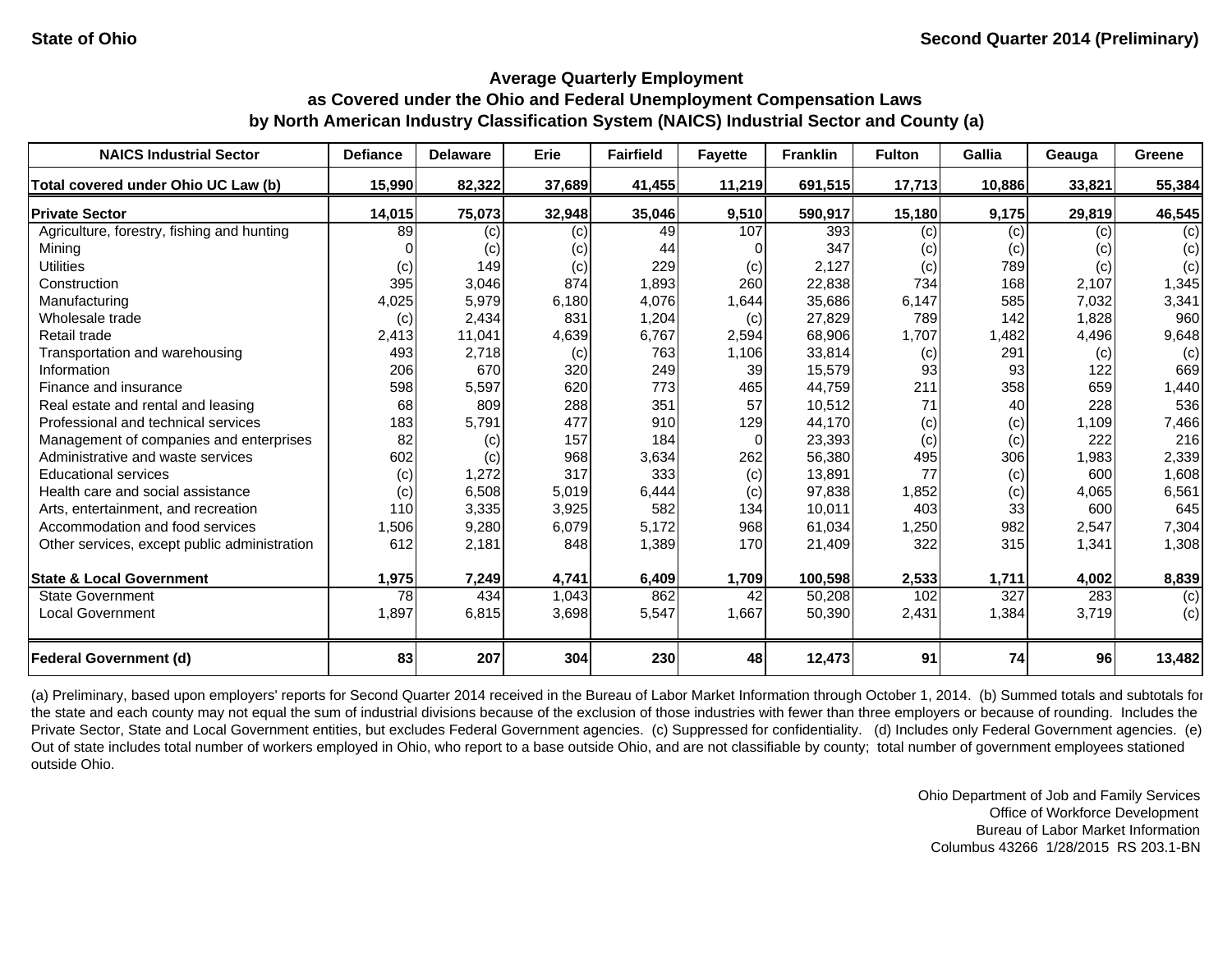State of Ohio | Second Quarter 2014 (Preliminary)

## Average Quarterly Employment as Covered under the Ohio and Federal Unemployment Compensation Laws by North American Industry Classification System (NAICS) Industrial Sector and County (a)

| NAICS Industrial Sector | Defiance | Delaware | Erie | Fairfield | Fayette | Franklin | Fulton | Gallia | Geauga | Greene |
|---|---|---|---|---|---|---|---|---|---|---|
| **Total covered under Ohio UC Law (b)** | **15,990** | **82,322** | **37,689** | **41,455** | **11,219** | **691,515** | **17,713** | **10,886** | **33,821** | **55,384** |
| **Private Sector** | **14,015** | **75,073** | **32,948** | **35,046** | **9,510** | **590,917** | **15,180** | **9,175** | **29,819** | **46,545** |
| Agriculture, forestry, fishing and hunting | 89 | (c) | (c) | 49 | 107 | 393 | (c) | (c) | (c) | (c) |
| Mining | 0 | (c) | (c) | 44 | 0 | 347 | (c) | (c) | (c) | (c) |
| Utilities | (c) | 149 | (c) | 229 | (c) | 2,127 | (c) | 789 | (c) | (c) |
| Construction | 395 | 3,046 | 874 | 1,893 | 260 | 22,838 | 734 | 168 | 2,107 | 1,345 |
| Manufacturing | 4,025 | 5,979 | 6,180 | 4,076 | 1,644 | 35,686 | 6,147 | 585 | 7,032 | 3,341 |
| Wholesale trade | (c) | 2,434 | 831 | 1,204 | (c) | 27,829 | 789 | 142 | 1,828 | 960 |
| Retail trade | 2,413 | 11,041 | 4,639 | 6,767 | 2,594 | 68,906 | 1,707 | 1,482 | 4,496 | 9,648 |
| Transportation and warehousing | 493 | 2,718 | (c) | 763 | 1,106 | 33,814 | (c) | 291 | (c) | (c) |
| Information | 206 | 670 | 320 | 249 | 39 | 15,579 | 93 | 93 | 122 | 669 |
| Finance and insurance | 598 | 5,597 | 620 | 773 | 465 | 44,759 | 211 | 358 | 659 | 1,440 |
| Real estate and rental and leasing | 68 | 809 | 288 | 351 | 57 | 10,512 | 71 | 40 | 228 | 536 |
| Professional and technical services | 183 | 5,791 | 477 | 910 | 129 | 44,170 | (c) | (c) | 1,109 | 7,466 |
| Management of companies and enterprises | 82 | (c) | 157 | 184 | 0 | 23,393 | (c) | (c) | 222 | 216 |
| Administrative and waste services | 602 | (c) | 968 | 3,634 | 262 | 56,380 | 495 | 306 | 1,983 | 2,339 |
| Educational services | (c) | 1,272 | 317 | 333 | (c) | 13,891 | 77 | (c) | 600 | 1,608 |
| Health care and social assistance | (c) | 6,508 | 5,019 | 6,444 | (c) | 97,838 | 1,852 | (c) | 4,065 | 6,561 |
| Arts, entertainment, and recreation | 110 | 3,335 | 3,925 | 582 | 134 | 10,011 | 403 | 33 | 600 | 645 |
| Accommodation and food services | 1,506 | 9,280 | 6,079 | 5,172 | 968 | 61,034 | 1,250 | 982 | 2,547 | 7,304 |
| Other services, except public administration | 612 | 2,181 | 848 | 1,389 | 170 | 21,409 | 322 | 315 | 1,341 | 1,308 |
| **State & Local Government** | **1,975** | **7,249** | **4,741** | **6,409** | **1,709** | **100,598** | **2,533** | **1,711** | **4,002** | **8,839** |
| State Government | 78 | 434 | 1,043 | 862 | 42 | 50,208 | 102 | 327 | 283 | (c) |
| Local Government | 1,897 | 6,815 | 3,698 | 5,547 | 1,667 | 50,390 | 2,431 | 1,384 | 3,719 | (c) |
| **Federal Government (d)** | **83** | **207** | **304** | **230** | **48** | **12,473** | **91** | **74** | **96** | **13,482** |

(a) Preliminary, based upon employers' reports for Second Quarter 2014 received in the Bureau of Labor Market Information through October 1, 2014. (b) Summed totals and subtotals for the state and each county may not equal the sum of industrial divisions because of the exclusion of those industries with fewer than three employers or because of rounding. Includes the Private Sector, State and Local Government entities, but excludes Federal Government agencies. (c) Suppressed for confidentiality. (d) Includes only Federal Government agencies. (e) Out of state includes total number of workers employed in Ohio, who report to a base outside Ohio, and are not classifiable by county; total number of government employees stationed outside Ohio.

Ohio Department of Job and Family Services
Office of Workforce Development
Bureau of Labor Market Information
Columbus 43266 1/28/2015 RS 203.1-BN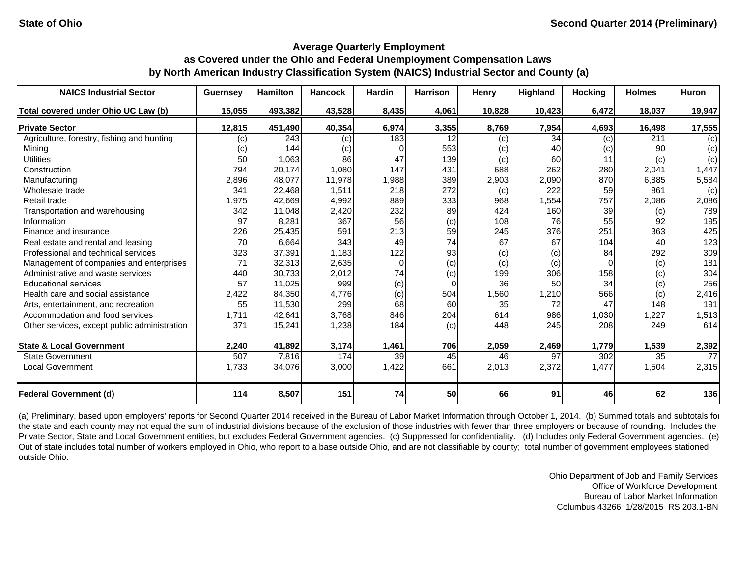State of Ohio — Second Quarter 2014 (Preliminary)

## Average Quarterly Employment as Covered under the Ohio and Federal Unemployment Compensation Laws by North American Industry Classification System (NAICS) Industrial Sector and County (a)

| NAICS Industrial Sector | Guernsey | Hamilton | Hancock | Hardin | Harrison | Henry | Highland | Hocking | Holmes | Huron |
|---|---|---|---|---|---|---|---|---|---|---|
| **Total covered under Ohio UC Law (b)** | **15,055** | **493,382** | **43,528** | **8,435** | **4,061** | **10,828** | **10,423** | **6,472** | **18,037** | **19,947** |
| **Private Sector** | **12,815** | **451,490** | **40,354** | **6,974** | **3,355** | **8,769** | **7,954** | **4,693** | **16,498** | **17,555** |
| Agriculture, forestry, fishing and hunting | (c) | 243 | (c) | 183 | 12 | (c) | 34 | (c) | 211 | (c) |
| Mining | (c) | 144 | (c) | 0 | 553 | (c) | 40 | (c) | 90 | (c) |
| Utilities | 50 | 1,063 | 86 | 47 | 139 | (c) | 60 | 11 | (c) | (c) |
| Construction | 794 | 20,174 | 1,080 | 147 | 431 | 688 | 262 | 280 | 2,041 | 1,447 |
| Manufacturing | 2,896 | 48,077 | 11,978 | 1,988 | 389 | 2,903 | 2,090 | 870 | 6,885 | 5,584 |
| Wholesale trade | 341 | 22,468 | 1,511 | 218 | 272 | (c) | 222 | 59 | 861 | (c) |
| Retail trade | 1,975 | 42,669 | 4,992 | 889 | 333 | 968 | 1,554 | 757 | 2,086 | 2,086 |
| Transportation and warehousing | 342 | 11,048 | 2,420 | 232 | 89 | 424 | 160 | 39 | (c) | 789 |
| Information | 97 | 8,281 | 367 | 56 | (c) | 108 | 76 | 55 | 92 | 195 |
| Finance and insurance | 226 | 25,435 | 591 | 213 | 59 | 245 | 376 | 251 | 363 | 425 |
| Real estate and rental and leasing | 70 | 6,664 | 343 | 49 | 74 | 67 | 67 | 104 | 40 | 123 |
| Professional and technical services | 323 | 37,391 | 1,183 | 122 | 93 | (c) | (c) | 84 | 292 | 309 |
| Management of companies and enterprises | 71 | 32,313 | 2,635 | 0 | (c) | (c) | (c) | 0 | (c) | 181 |
| Administrative and waste services | 440 | 30,733 | 2,012 | 74 | (c) | 199 | 306 | 158 | (c) | 304 |
| Educational services | 57 | 11,025 | 999 | (c) | 0 | 36 | 50 | 34 | (c) | 256 |
| Health care and social assistance | 2,422 | 84,350 | 4,776 | (c) | 504 | 1,560 | 1,210 | 566 | (c) | 2,416 |
| Arts, entertainment, and recreation | 55 | 11,530 | 299 | 68 | 60 | 35 | 72 | 47 | 148 | 191 |
| Accommodation and food services | 1,711 | 42,641 | 3,768 | 846 | 204 | 614 | 986 | 1,030 | 1,227 | 1,513 |
| Other services, except public administration | 371 | 15,241 | 1,238 | 184 | (c) | 448 | 245 | 208 | 249 | 614 |
| **State & Local Government** | **2,240** | **41,892** | **3,174** | **1,461** | **706** | **2,059** | **2,469** | **1,779** | **1,539** | **2,392** |
| State Government | 507 | 7,816 | 174 | 39 | 45 | 46 | 97 | 302 | 35 | 77 |
| Local Government | 1,733 | 34,076 | 3,000 | 1,422 | 661 | 2,013 | 2,372 | 1,477 | 1,504 | 2,315 |
| **Federal Government (d)** | **114** | **8,507** | **151** | **74** | **50** | **66** | **91** | **46** | **62** | **136** |

(a) Preliminary, based upon employers' reports for Second Quarter 2014 received in the Bureau of Labor Market Information through October 1, 2014. (b) Summed totals and subtotals for the state and each county may not equal the sum of industrial divisions because of the exclusion of those industries with fewer than three employers or because of rounding. Includes the Private Sector, State and Local Government entities, but excludes Federal Government agencies. (c) Suppressed for confidentiality. (d) Includes only Federal Government agencies. (e) Out of state includes total number of workers employed in Ohio, who report to a base outside Ohio, and are not classifiable by county; total number of government employees stationed outside Ohio.

Ohio Department of Job and Family Services
Office of Workforce Development
Bureau of Labor Market Information
Columbus 43266 1/28/2015 RS 203.1-BN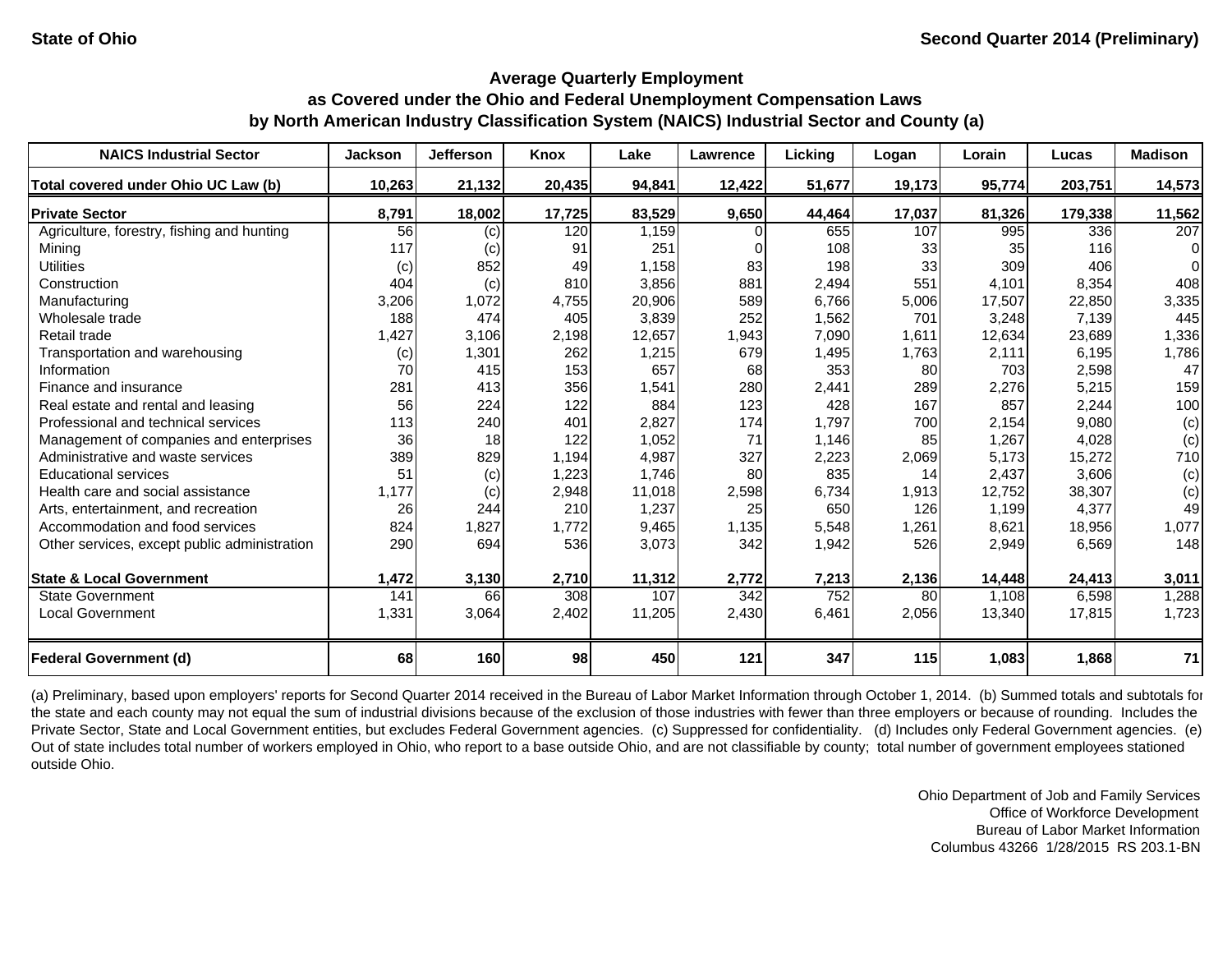State of Ohio

Second Quarter 2014 (Preliminary)

## Average Quarterly Employment as Covered under the Ohio and Federal Unemployment Compensation Laws by North American Industry Classification System (NAICS) Industrial Sector and County (a)

| NAICS Industrial Sector | Jackson | Jefferson | Knox | Lake | Lawrence | Licking | Logan | Lorain | Lucas | Madison |
|---|---|---|---|---|---|---|---|---|---|---|
| **Total covered under Ohio UC Law (b)** | **10,263** | **21,132** | **20,435** | **94,841** | **12,422** | **51,677** | **19,173** | **95,774** | **203,751** | **14,573** |
| **Private Sector** | **8,791** | **18,002** | **17,725** | **83,529** | **9,650** | **44,464** | **17,037** | **81,326** | **179,338** | **11,562** |
| Agriculture, forestry, fishing and hunting | 56 | (c) | 120 | 1,159 | 0 | 655 | 107 | 995 | 336 | 207 |
| Mining | 117 | (c) | 91 | 251 | 0 | 108 | 33 | 35 | 116 | 0 |
| Utilities | (c) | 852 | 49 | 1,158 | 83 | 198 | 33 | 309 | 406 | 0 |
| Construction | 404 | (c) | 810 | 3,856 | 881 | 2,494 | 551 | 4,101 | 8,354 | 408 |
| Manufacturing | 3,206 | 1,072 | 4,755 | 20,906 | 589 | 6,766 | 5,006 | 17,507 | 22,850 | 3,335 |
| Wholesale trade | 188 | 474 | 405 | 3,839 | 252 | 1,562 | 701 | 3,248 | 7,139 | 445 |
| Retail trade | 1,427 | 3,106 | 2,198 | 12,657 | 1,943 | 7,090 | 1,611 | 12,634 | 23,689 | 1,336 |
| Transportation and warehousing | (c) | 1,301 | 262 | 1,215 | 679 | 1,495 | 1,763 | 2,111 | 6,195 | 1,786 |
| Information | 70 | 415 | 153 | 657 | 68 | 353 | 80 | 703 | 2,598 | 47 |
| Finance and insurance | 281 | 413 | 356 | 1,541 | 280 | 2,441 | 289 | 2,276 | 5,215 | 159 |
| Real estate and rental and leasing | 56 | 224 | 122 | 884 | 123 | 428 | 167 | 857 | 2,244 | 100 |
| Professional and technical services | 113 | 240 | 401 | 2,827 | 174 | 1,797 | 700 | 2,154 | 9,080 | (c) |
| Management of companies and enterprises | 36 | 18 | 122 | 1,052 | 71 | 1,146 | 85 | 1,267 | 4,028 | (c) |
| Administrative and waste services | 389 | 829 | 1,194 | 4,987 | 327 | 2,223 | 2,069 | 5,173 | 15,272 | 710 |
| Educational services | 51 | (c) | 1,223 | 1,746 | 80 | 835 | 14 | 2,437 | 3,606 | (c) |
| Health care and social assistance | 1,177 | (c) | 2,948 | 11,018 | 2,598 | 6,734 | 1,913 | 12,752 | 38,307 | (c) |
| Arts, entertainment, and recreation | 26 | 244 | 210 | 1,237 | 25 | 650 | 126 | 1,199 | 4,377 | 49 |
| Accommodation and food services | 824 | 1,827 | 1,772 | 9,465 | 1,135 | 5,548 | 1,261 | 8,621 | 18,956 | 1,077 |
| Other services, except public administration | 290 | 694 | 536 | 3,073 | 342 | 1,942 | 526 | 2,949 | 6,569 | 148 |
| **State & Local Government** | **1,472** | **3,130** | **2,710** | **11,312** | **2,772** | **7,213** | **2,136** | **14,448** | **24,413** | **3,011** |
| State Government | 141 | 66 | 308 | 107 | 342 | 752 | 80 | 1,108 | 6,598 | 1,288 |
| Local Government | 1,331 | 3,064 | 2,402 | 11,205 | 2,430 | 6,461 | 2,056 | 13,340 | 17,815 | 1,723 |
| **Federal Government (d)** | **68** | **160** | **98** | **450** | **121** | **347** | **115** | **1,083** | **1,868** | **71** |

(a) Preliminary, based upon employers' reports for Second Quarter 2014 received in the Bureau of Labor Market Information through October 1, 2014. (b) Summed totals and subtotals for the state and each county may not equal the sum of industrial divisions because of the exclusion of those industries with fewer than three employers or because of rounding. Includes the Private Sector, State and Local Government entities, but excludes Federal Government agencies. (c) Suppressed for confidentiality. (d) Includes only Federal Government agencies. (e) Out of state includes total number of workers employed in Ohio, who report to a base outside Ohio, and are not classifiable by county; total number of government employees stationed outside Ohio.

Ohio Department of Job and Family Services
Office of Workforce Development
Bureau of Labor Market Information
Columbus 43266 1/28/2015 RS 203.1-BN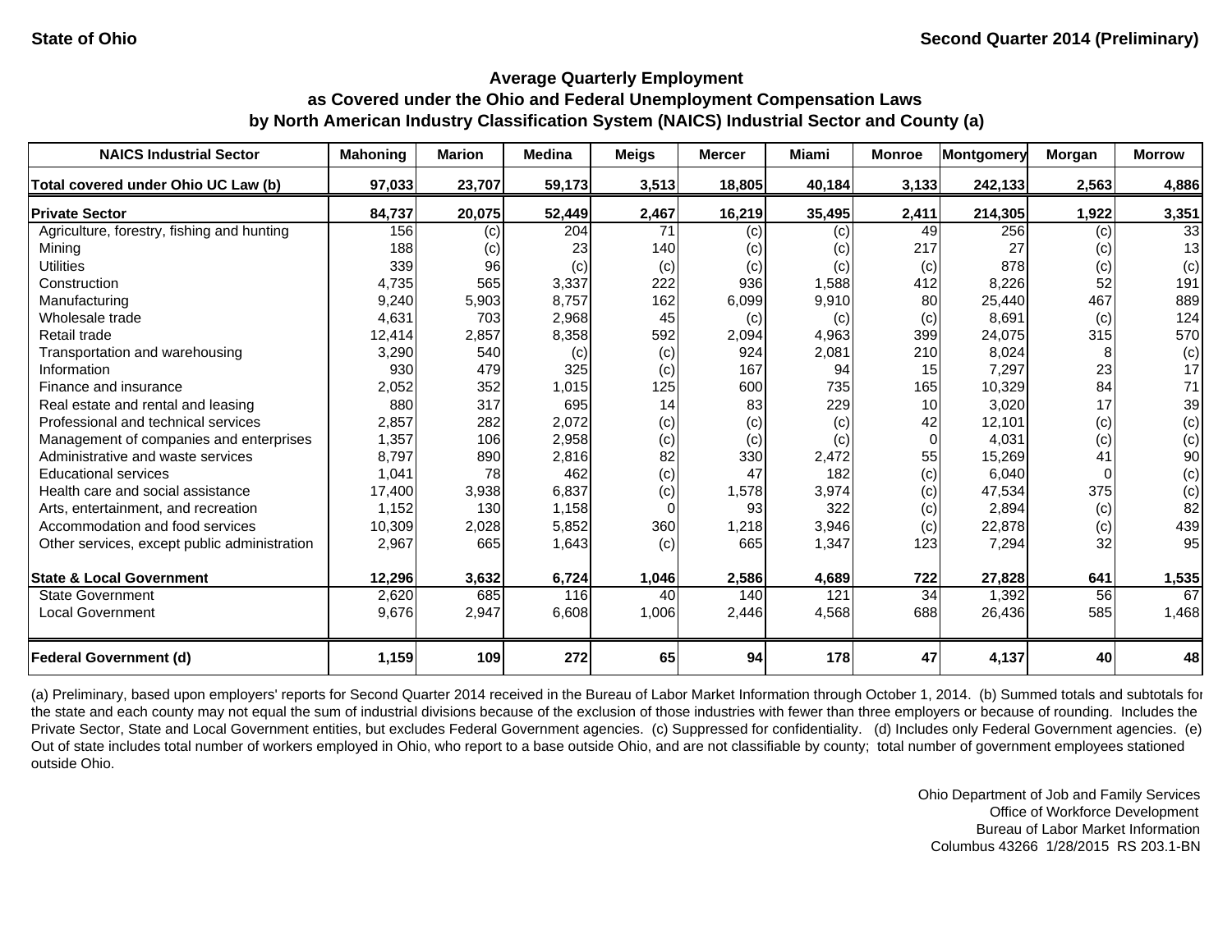State of Ohio

Second Quarter 2014 (Preliminary)

## Average Quarterly Employment
## as Covered under the Ohio and Federal Unemployment Compensation Laws
## by North American Industry Classification System (NAICS) Industrial Sector and County (a)

| NAICS Industrial Sector | Mahoning | Marion | Medina | Meigs | Mercer | Miami | Monroe | Montgomery | Morgan | Morrow |
|---|---|---|---|---|---|---|---|---|---|---|
| **Total covered under Ohio UC Law (b)** | **97,033** | **23,707** | **59,173** | **3,513** | **18,805** | **40,184** | **3,133** | **242,133** | **2,563** | **4,886** |
| **Private Sector** | **84,737** | **20,075** | **52,449** | **2,467** | **16,219** | **35,495** | **2,411** | **214,305** | **1,922** | **3,351** |
| Agriculture, forestry, fishing and hunting | 156 | (c) | 204 | 71 | (c) | (c) | 49 | 256 | (c) | 33 |
| Mining | 188 | (c) | 23 | 140 | (c) | (c) | 217 | 27 | (c) | 13 |
| Utilities | 339 | 96 | (c) | (c) | (c) | (c) | (c) | 878 | (c) | (c) |
| Construction | 4,735 | 565 | 3,337 | 222 | 936 | 1,588 | 412 | 8,226 | 52 | 191 |
| Manufacturing | 9,240 | 5,903 | 8,757 | 162 | 6,099 | 9,910 | 80 | 25,440 | 467 | 889 |
| Wholesale trade | 4,631 | 703 | 2,968 | 45 | (c) | (c) | (c) | 8,691 | (c) | 124 |
| Retail trade | 12,414 | 2,857 | 8,358 | 592 | 2,094 | 4,963 | 399 | 24,075 | 315 | 570 |
| Transportation and warehousing | 3,290 | 540 | (c) | (c) | 924 | 2,081 | 210 | 8,024 | 8 | (c) |
| Information | 930 | 479 | 325 | (c) | 167 | 94 | 15 | 7,297 | 23 | 17 |
| Finance and insurance | 2,052 | 352 | 1,015 | 125 | 600 | 735 | 165 | 10,329 | 84 | 71 |
| Real estate and rental and leasing | 880 | 317 | 695 | 14 | 83 | 229 | 10 | 3,020 | 17 | 39 |
| Professional and technical services | 2,857 | 282 | 2,072 | (c) | (c) | (c) | 42 | 12,101 | (c) | (c) |
| Management of companies and enterprises | 1,357 | 106 | 2,958 | (c) | (c) | (c) | 0 | 4,031 | (c) | (c) |
| Administrative and waste services | 8,797 | 890 | 2,816 | 82 | 330 | 2,472 | 55 | 15,269 | 41 | 90 |
| Educational services | 1,041 | 78 | 462 | (c) | 47 | 182 | (c) | 6,040 | 0 | (c) |
| Health care and social assistance | 17,400 | 3,938 | 6,837 | (c) | 1,578 | 3,974 | (c) | 47,534 | 375 | (c) |
| Arts, entertainment, and recreation | 1,152 | 130 | 1,158 | 0 | 93 | 322 | (c) | 2,894 | (c) | 82 |
| Accommodation and food services | 10,309 | 2,028 | 5,852 | 360 | 1,218 | 3,946 | (c) | 22,878 | (c) | 439 |
| Other services, except public administration | 2,967 | 665 | 1,643 | (c) | 665 | 1,347 | 123 | 7,294 | 32 | 95 |
| **State & Local Government** | **12,296** | **3,632** | **6,724** | **1,046** | **2,586** | **4,689** | **722** | **27,828** | **641** | **1,535** |
| State Government | 2,620 | 685 | 116 | 40 | 140 | 121 | 34 | 1,392 | 56 | 67 |
| Local Government | 9,676 | 2,947 | 6,608 | 1,006 | 2,446 | 4,568 | 688 | 26,436 | 585 | 1,468 |
| **Federal Government (d)** | **1,159** | **109** | **272** | **65** | **94** | **178** | **47** | **4,137** | **40** | **48** |

(a) Preliminary, based upon employers' reports for Second Quarter 2014 received in the Bureau of Labor Market Information through October 1, 2014. (b) Summed totals and subtotals for the state and each county may not equal the sum of industrial divisions because of the exclusion of those industries with fewer than three employers or because of rounding. Includes the Private Sector, State and Local Government entities, but excludes Federal Government agencies. (c) Suppressed for confidentiality. (d) Includes only Federal Government agencies. (e) Out of state includes total number of workers employed in Ohio, who report to a base outside Ohio, and are not classifiable by county; total number of government employees stationed outside Ohio.

Ohio Department of Job and Family Services
Office of Workforce Development
Bureau of Labor Market Information
Columbus 43266 1/28/2015 RS 203.1-BN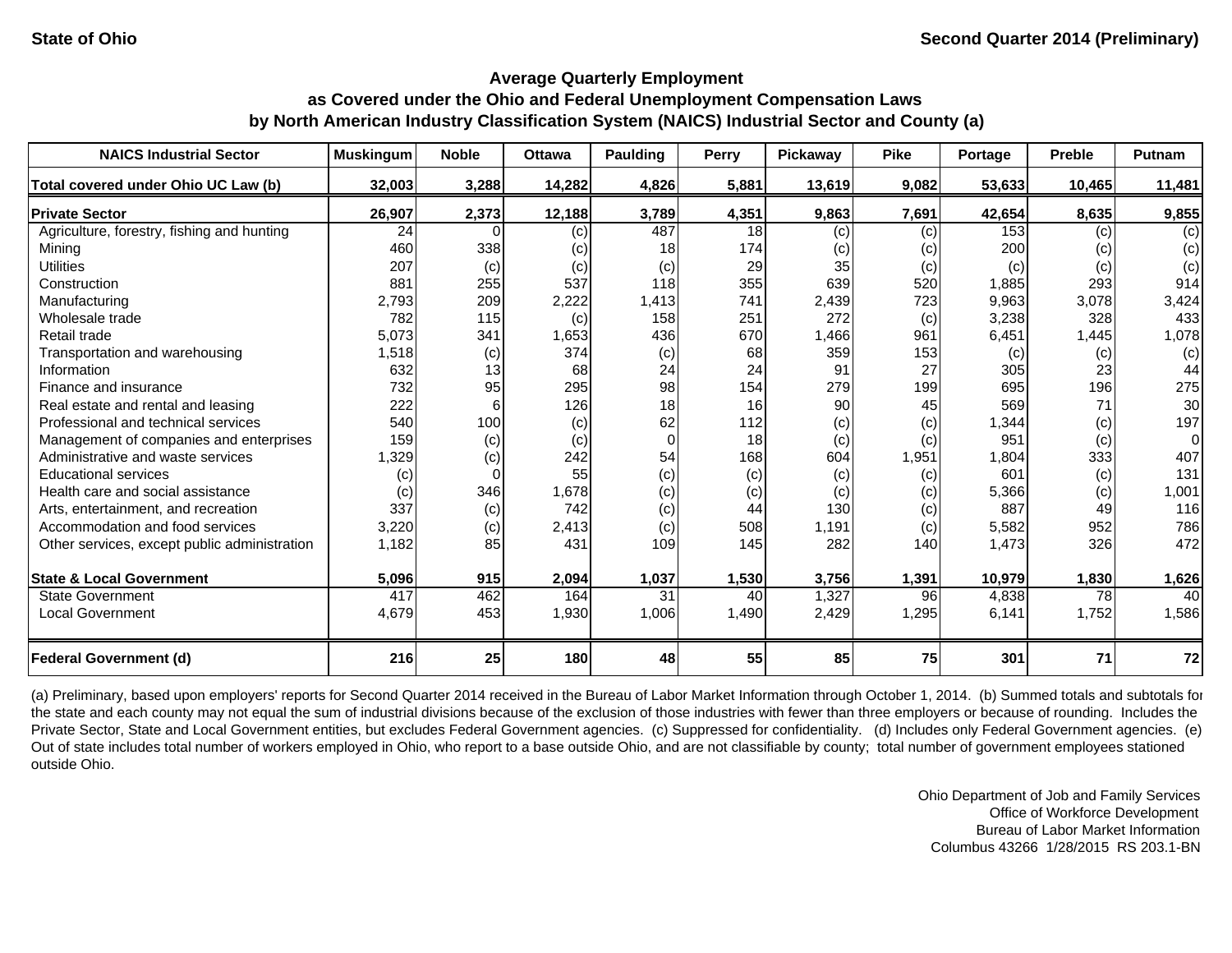State of Ohio

Second Quarter 2014 (Preliminary)

## Average Quarterly Employment
## as Covered under the Ohio and Federal Unemployment Compensation Laws
## by North American Industry Classification System (NAICS) Industrial Sector and County (a)

| NAICS Industrial Sector | Muskingum | Noble | Ottawa | Paulding | Perry | Pickaway | Pike | Portage | Preble | Putnam |
|---|---|---|---|---|---|---|---|---|---|---|
| **Total covered under Ohio UC Law (b)** | **32,003** | **3,288** | **14,282** | **4,826** | **5,881** | **13,619** | **9,082** | **53,633** | **10,465** | **11,481** |
| **Private Sector** | **26,907** | **2,373** | **12,188** | **3,789** | **4,351** | **9,863** | **7,691** | **42,654** | **8,635** | **9,855** |
| Agriculture, forestry, fishing and hunting | 24 | 0 | (c) | 487 | 18 | (c) | (c) | 153 | (c) | (c) |
| Mining | 460 | 338 | (c) | 18 | 174 | (c) | (c) | 200 | (c) | (c) |
| Utilities | 207 | (c) | (c) | (c) | 29 | 35 | (c) | (c) | (c) | (c) |
| Construction | 881 | 255 | 537 | 118 | 355 | 639 | 520 | 1,885 | 293 | 914 |
| Manufacturing | 2,793 | 209 | 2,222 | 1,413 | 741 | 2,439 | 723 | 9,963 | 3,078 | 3,424 |
| Wholesale trade | 782 | 115 | (c) | 158 | 251 | 272 | (c) | 3,238 | 328 | 433 |
| Retail trade | 5,073 | 341 | 1,653 | 436 | 670 | 1,466 | 961 | 6,451 | 1,445 | 1,078 |
| Transportation and warehousing | 1,518 | (c) | 374 | (c) | 68 | 359 | 153 | (c) | (c) | (c) |
| Information | 632 | 13 | 68 | 24 | 24 | 91 | 27 | 305 | 23 | 44 |
| Finance and insurance | 732 | 95 | 295 | 98 | 154 | 279 | 199 | 695 | 196 | 275 |
| Real estate and rental and leasing | 222 | 6 | 126 | 18 | 16 | 90 | 45 | 569 | 71 | 30 |
| Professional and technical services | 540 | 100 | (c) | 62 | 112 | (c) | (c) | 1,344 | (c) | 197 |
| Management of companies and enterprises | 159 | (c) | (c) | 0 | 18 | (c) | (c) | 951 | (c) | 0 |
| Administrative and waste services | 1,329 | (c) | 242 | 54 | 168 | 604 | 1,951 | 1,804 | 333 | 407 |
| Educational services | (c) | 0 | 55 | (c) | (c) | (c) | (c) | 601 | (c) | 131 |
| Health care and social assistance | (c) | 346 | 1,678 | (c) | (c) | (c) | (c) | 5,366 | (c) | 1,001 |
| Arts, entertainment, and recreation | 337 | (c) | 742 | (c) | 44 | 130 | (c) | 887 | 49 | 116 |
| Accommodation and food services | 3,220 | (c) | 2,413 | (c) | 508 | 1,191 | (c) | 5,582 | 952 | 786 |
| Other services, except public administration | 1,182 | 85 | 431 | 109 | 145 | 282 | 140 | 1,473 | 326 | 472 |
| **State & Local Government** | **5,096** | **915** | **2,094** | **1,037** | **1,530** | **3,756** | **1,391** | **10,979** | **1,830** | **1,626** |
| State Government | 417 | 462 | 164 | 31 | 40 | 1,327 | 96 | 4,838 | 78 | 40 |
| Local Government | 4,679 | 453 | 1,930 | 1,006 | 1,490 | 2,429 | 1,295 | 6,141 | 1,752 | 1,586 |
| **Federal Government (d)** | **216** | **25** | **180** | **48** | **55** | **85** | **75** | **301** | **71** | **72** |

(a) Preliminary, based upon employers' reports for Second Quarter 2014 received in the Bureau of Labor Market Information through October 1, 2014. (b) Summed totals and subtotals for the state and each county may not equal the sum of industrial divisions because of the exclusion of those industries with fewer than three employers or because of rounding. Includes the Private Sector, State and Local Government entities, but excludes Federal Government agencies. (c) Suppressed for confidentiality. (d) Includes only Federal Government agencies. (e) Out of state includes total number of workers employed in Ohio, who report to a base outside Ohio, and are not classifiable by county; total number of government employees stationed outside Ohio.

Ohio Department of Job and Family Services
Office of Workforce Development
Bureau of Labor Market Information
Columbus 43266 1/28/2015 RS 203.1-BN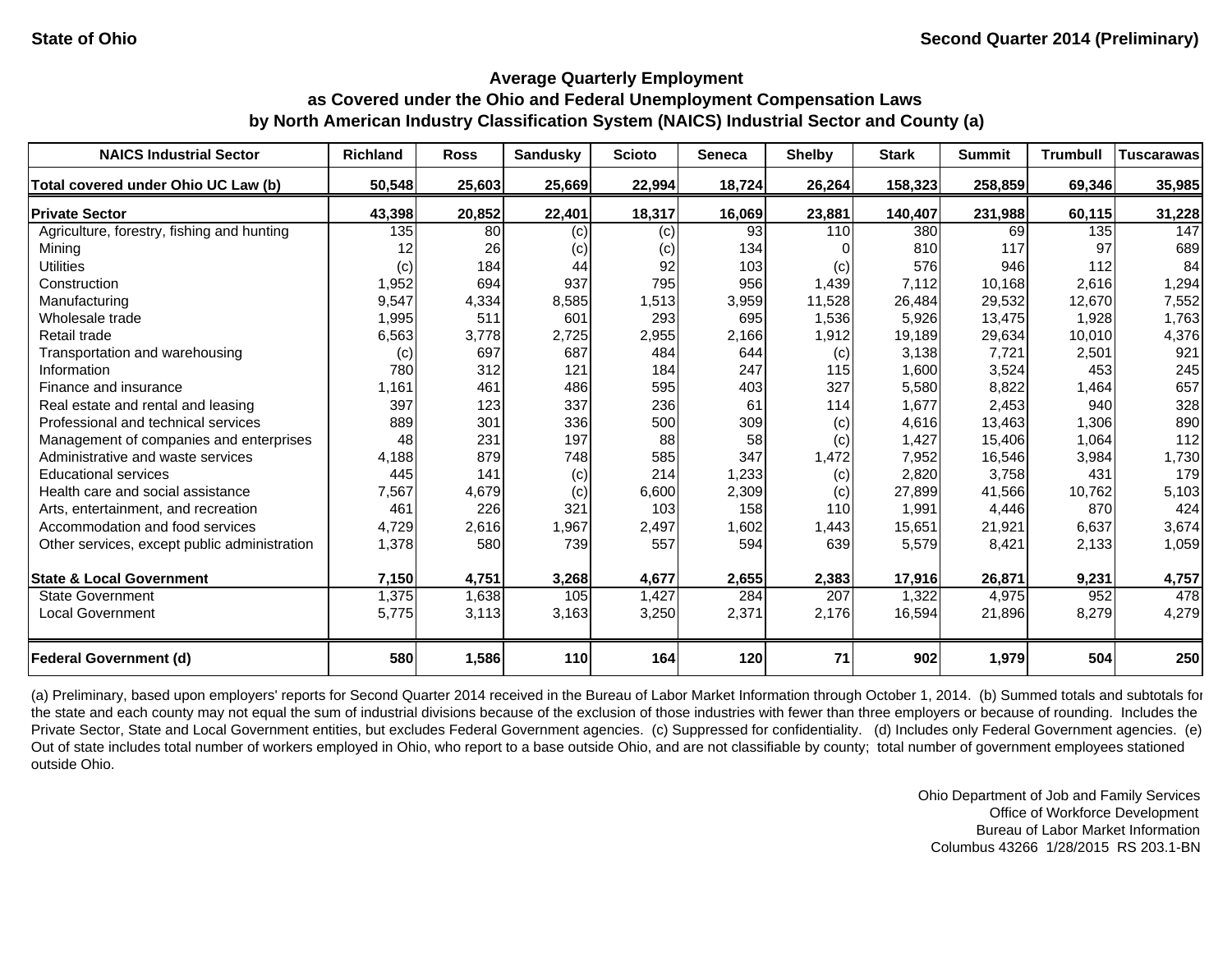State of Ohio

Second Quarter 2014 (Preliminary)

## Average Quarterly Employment as Covered under the Ohio and Federal Unemployment Compensation Laws by North American Industry Classification System (NAICS) Industrial Sector and County (a)

| NAICS Industrial Sector | Richland | Ross | Sandusky | Scioto | Seneca | Shelby | Stark | Summit | Trumbull | Tuscarawas |
|---|---|---|---|---|---|---|---|---|---|---|
| **Total covered under Ohio UC Law (b)** | **50,548** | **25,603** | **25,669** | **22,994** | **18,724** | **26,264** | **158,323** | **258,859** | **69,346** | **35,985** |
| **Private Sector** | **43,398** | **20,852** | **22,401** | **18,317** | **16,069** | **23,881** | **140,407** | **231,988** | **60,115** | **31,228** |
| Agriculture, forestry, fishing and hunting | 135 | 80 | (c) | (c) | 93 | 110 | 380 | 69 | 135 | 147 |
| Mining | 12 | 26 | (c) | (c) | 134 | 0 | 810 | 117 | 97 | 689 |
| Utilities | (c) | 184 | 44 | 92 | 103 | (c) | 576 | 946 | 112 | 84 |
| Construction | 1,952 | 694 | 937 | 795 | 956 | 1,439 | 7,112 | 10,168 | 2,616 | 1,294 |
| Manufacturing | 9,547 | 4,334 | 8,585 | 1,513 | 3,959 | 11,528 | 26,484 | 29,532 | 12,670 | 7,552 |
| Wholesale trade | 1,995 | 511 | 601 | 293 | 695 | 1,536 | 5,926 | 13,475 | 1,928 | 1,763 |
| Retail trade | 6,563 | 3,778 | 2,725 | 2,955 | 2,166 | 1,912 | 19,189 | 29,634 | 10,010 | 4,376 |
| Transportation and warehousing | (c) | 697 | 687 | 484 | 644 | (c) | 3,138 | 7,721 | 2,501 | 921 |
| Information | 780 | 312 | 121 | 184 | 247 | 115 | 1,600 | 3,524 | 453 | 245 |
| Finance and insurance | 1,161 | 461 | 486 | 595 | 403 | 327 | 5,580 | 8,822 | 1,464 | 657 |
| Real estate and rental and leasing | 397 | 123 | 337 | 236 | 61 | 114 | 1,677 | 2,453 | 940 | 328 |
| Professional and technical services | 889 | 301 | 336 | 500 | 309 | (c) | 4,616 | 13,463 | 1,306 | 890 |
| Management of companies and enterprises | 48 | 231 | 197 | 88 | 58 | (c) | 1,427 | 15,406 | 1,064 | 112 |
| Administrative and waste services | 4,188 | 879 | 748 | 585 | 347 | 1,472 | 7,952 | 16,546 | 3,984 | 1,730 |
| Educational services | 445 | 141 | (c) | 214 | 1,233 | (c) | 2,820 | 3,758 | 431 | 179 |
| Health care and social assistance | 7,567 | 4,679 | (c) | 6,600 | 2,309 | (c) | 27,899 | 41,566 | 10,762 | 5,103 |
| Arts, entertainment, and recreation | 461 | 226 | 321 | 103 | 158 | 110 | 1,991 | 4,446 | 870 | 424 |
| Accommodation and food services | 4,729 | 2,616 | 1,967 | 2,497 | 1,602 | 1,443 | 15,651 | 21,921 | 6,637 | 3,674 |
| Other services, except public administration | 1,378 | 580 | 739 | 557 | 594 | 639 | 5,579 | 8,421 | 2,133 | 1,059 |
| **State & Local Government** | **7,150** | **4,751** | **3,268** | **4,677** | **2,655** | **2,383** | **17,916** | **26,871** | **9,231** | **4,757** |
| State Government | 1,375 | 1,638 | 105 | 1,427 | 284 | 207 | 1,322 | 4,975 | 952 | 478 |
| Local Government | 5,775 | 3,113 | 3,163 | 3,250 | 2,371 | 2,176 | 16,594 | 21,896 | 8,279 | 4,279 |
| **Federal Government (d)** | **580** | **1,586** | **110** | **164** | **120** | **71** | **902** | **1,979** | **504** | **250** |

(a) Preliminary, based upon employers' reports for Second Quarter 2014 received in the Bureau of Labor Market Information through October 1, 2014. (b) Summed totals and subtotals for the state and each county may not equal the sum of industrial divisions because of the exclusion of those industries with fewer than three employers or because of rounding. Includes the Private Sector, State and Local Government entities, but excludes Federal Government agencies. (c) Suppressed for confidentiality. (d) Includes only Federal Government agencies. (e) Out of state includes total number of workers employed in Ohio, who report to a base outside Ohio, and are not classifiable by county; total number of government employees stationed outside Ohio.

Ohio Department of Job and Family Services
Office of Workforce Development
Bureau of Labor Market Information
Columbus 43266 1/28/2015 RS 203.1-BN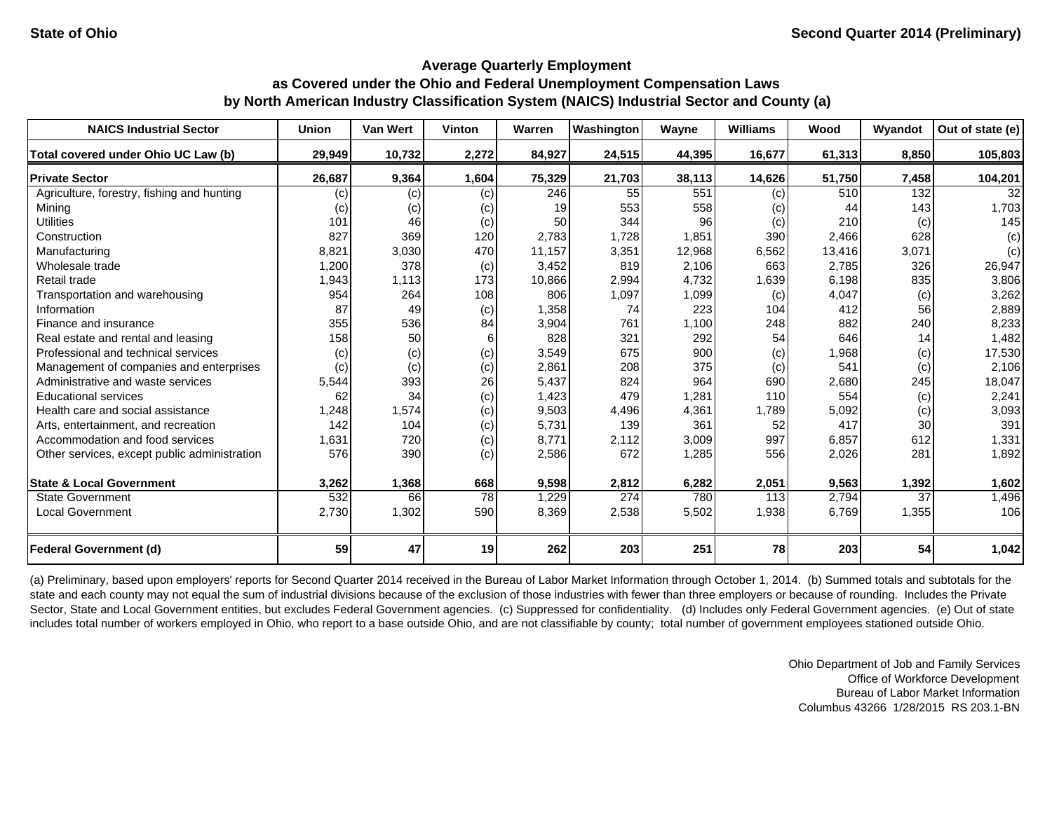State of Ohio | Second Quarter 2014 (Preliminary)

### Average Quarterly Employment
### as Covered under the Ohio and Federal Unemployment Compensation Laws
### by North American Industry Classification System (NAICS) Industrial Sector and County (a)

| NAICS Industrial Sector | Union | Van Wert | Vinton | Warren | Washington | Wayne | Williams | Wood | Wyandot | Out of state (e) |
|---|---|---|---|---|---|---|---|---|---|---|
| **Total covered under Ohio UC Law (b)** | **29,949** | **10,732** | **2,272** | **84,927** | **24,515** | **44,395** | **16,677** | **61,313** | **8,850** | **105,803** |
| **Private Sector** | **26,687** | **9,364** | **1,604** | **75,329** | **21,703** | **38,113** | **14,626** | **51,750** | **7,458** | **104,201** |
| Agriculture, forestry, fishing and hunting | (c) | (c) | (c) | 246 | 55 | 551 | (c) | 510 | 132 | 32 |
| Mining | (c) | (c) | (c) | 19 | 553 | 558 | (c) | 44 | 143 | 1,703 |
| Utilities | 101 | 46 | (c) | 50 | 344 | 96 | (c) | 210 | (c) | 145 |
| Construction | 827 | 369 | 120 | 2,783 | 1,728 | 1,851 | 390 | 2,466 | 628 | (c) |
| Manufacturing | 8,821 | 3,030 | 470 | 11,157 | 3,351 | 12,968 | 6,562 | 13,416 | 3,071 | (c) |
| Wholesale trade | 1,200 | 378 | (c) | 3,452 | 819 | 2,106 | 663 | 2,785 | 326 | 26,947 |
| Retail trade | 1,943 | 1,113 | 173 | 10,866 | 2,994 | 4,732 | 1,639 | 6,198 | 835 | 3,806 |
| Transportation and warehousing | 954 | 264 | 108 | 806 | 1,097 | 1,099 | (c) | 4,047 | (c) | 3,262 |
| Information | 87 | 49 | (c) | 1,358 | 74 | 223 | 104 | 412 | 56 | 2,889 |
| Finance and insurance | 355 | 536 | 84 | 3,904 | 761 | 1,100 | 248 | 882 | 240 | 8,233 |
| Real estate and rental and leasing | 158 | 50 | 6 | 828 | 321 | 292 | 54 | 646 | 14 | 1,482 |
| Professional and technical services | (c) | (c) | (c) | 3,549 | 675 | 900 | (c) | 1,968 | (c) | 17,530 |
| Management of companies and enterprises | (c) | (c) | (c) | 2,861 | 208 | 375 | (c) | 541 | (c) | 2,106 |
| Administrative and waste services | 5,544 | 393 | 26 | 5,437 | 824 | 964 | 690 | 2,680 | 245 | 18,047 |
| Educational services | 62 | 34 | (c) | 1,423 | 479 | 1,281 | 110 | 554 | (c) | 2,241 |
| Health care and social assistance | 1,248 | 1,574 | (c) | 9,503 | 4,496 | 4,361 | 1,789 | 5,092 | (c) | 3,093 |
| Arts, entertainment, and recreation | 142 | 104 | (c) | 5,731 | 139 | 361 | 52 | 417 | 30 | 391 |
| Accommodation and food services | 1,631 | 720 | (c) | 8,771 | 2,112 | 3,009 | 997 | 6,857 | 612 | 1,331 |
| Other services, except public administration | 576 | 390 | (c) | 2,586 | 672 | 1,285 | 556 | 2,026 | 281 | 1,892 |
| **State & Local Government** | **3,262** | **1,368** | **668** | **9,598** | **2,812** | **6,282** | **2,051** | **9,563** | **1,392** | **1,602** |
| State Government | 532 | 66 | 78 | 1,229 | 274 | 780 | 113 | 2,794 | 37 | 1,496 |
| Local Government | 2,730 | 1,302 | 590 | 8,369 | 2,538 | 5,502 | 1,938 | 6,769 | 1,355 | 106 |
| **Federal Government (d)** | **59** | **47** | **19** | **262** | **203** | **251** | **78** | **203** | **54** | **1,042** |

(a) Preliminary, based upon employers' reports for Second Quarter 2014 received in the Bureau of Labor Market Information through October 1, 2014. (b) Summed totals and subtotals for the state and each county may not equal the sum of industrial divisions because of the exclusion of those industries with fewer than three employers or because of rounding. Includes the Private Sector, State and Local Government entities, but excludes Federal Government agencies. (c) Suppressed for confidentiality. (d) Includes only Federal Government agencies. (e) Out of state includes total number of workers employed in Ohio, who report to a base outside Ohio, and are not classifiable by county; total number of government employees stationed outside Ohio.

Ohio Department of Job and Family Services
Office of Workforce Development
Bureau of Labor Market Information
Columbus 43266 1/28/2015 RS 203.1-BN